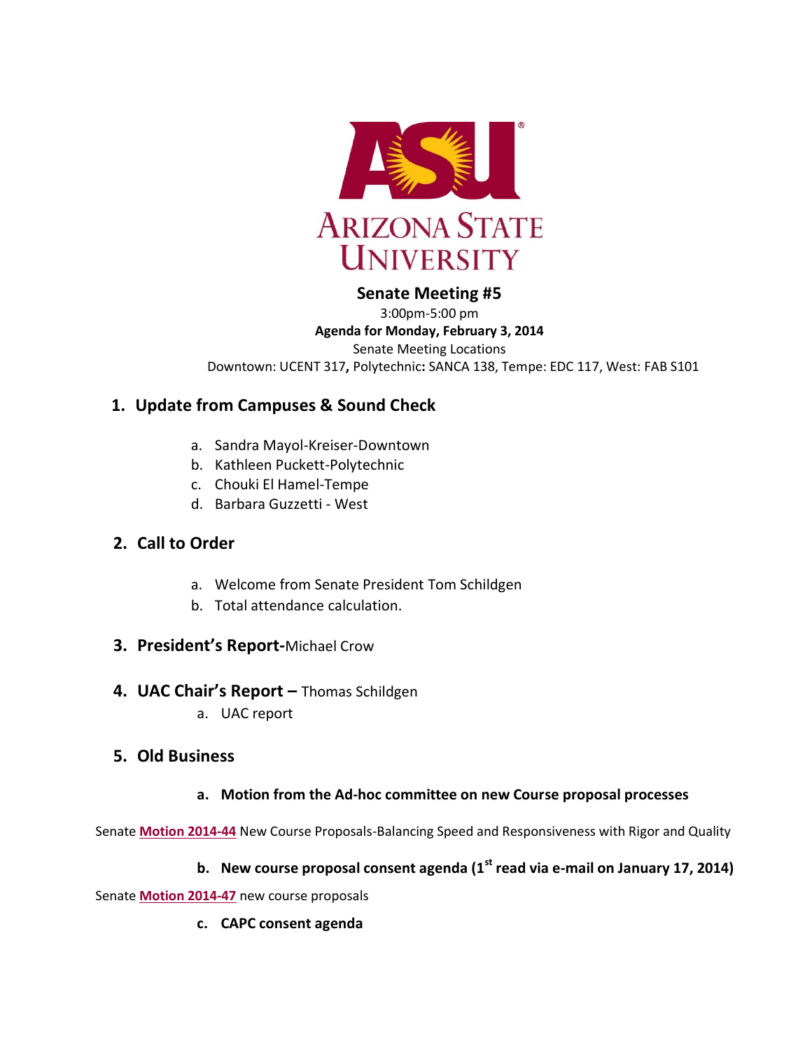# Senate Meeting #5

3:00pm-5:00 pm

**Agenda for Monday, February 3, 2014**

Senate Meeting Locations

Downtown: UCENT 317**,** Polytechnic**:** SANCA 138, Tempe: EDC 117, West: FAB S101

## 1. Update from Campuses & Sound Check

a. Sandra Mayol-Kreiser-Downtown
b. Kathleen Puckett-Polytechnic
c. Chouki El Hamel-Tempe
d. Barbara Guzzetti - West

## 2. Call to Order

a. Welcome from Senate President Tom Schildgen
b. Total attendance calculation.

## 3. President's Report-Michael Crow

## 4. UAC Chair's Report – Thomas Schildgen

a. UAC report

## 5. Old Business

**a. Motion from the Ad-hoc committee on new Course proposal processes**

Senate **Motion 2014-44** New Course Proposals-Balancing Speed and Responsiveness with Rigor and Quality

**b. New course proposal consent agenda (1st read via e-mail on January 17, 2014)**

Senate **Motion 2014-47** new course proposals

**c. CAPC consent agenda**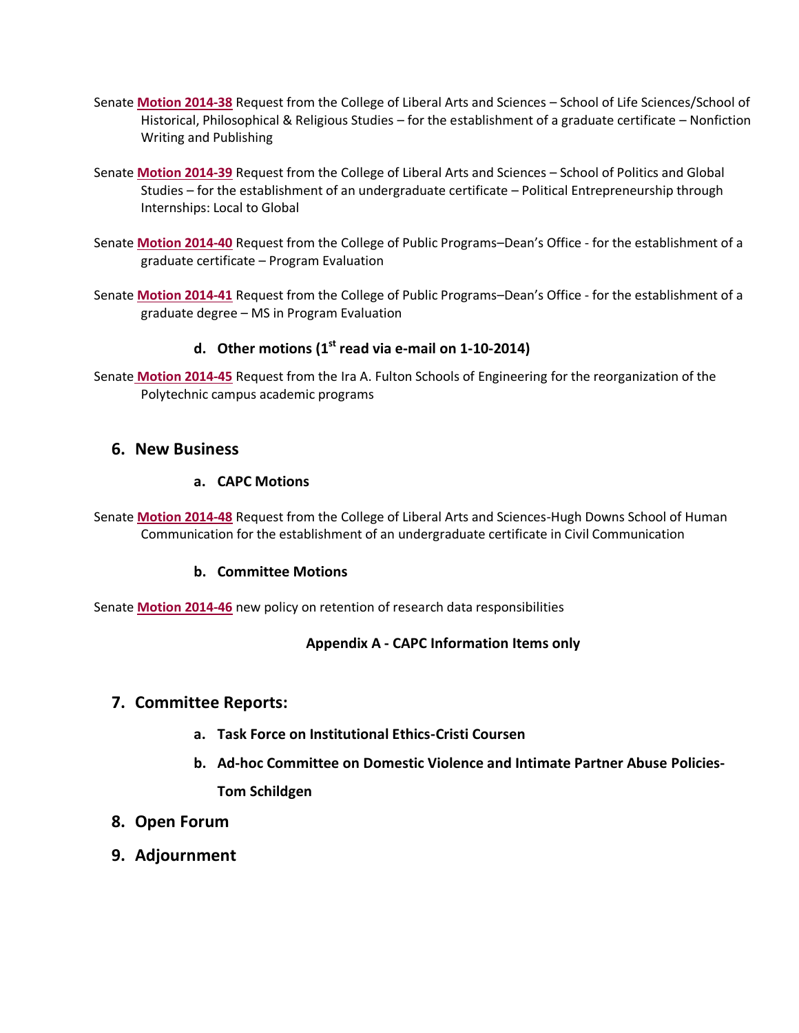Senate **Motion 2014-38** Request from the College of Liberal Arts and Sciences – School of Life Sciences/School of Historical, Philosophical & Religious Studies – for the establishment of a graduate certificate – Nonfiction Writing and Publishing

Senate **Motion 2014-39** Request from the College of Liberal Arts and Sciences – School of Politics and Global Studies – for the establishment of an undergraduate certificate – Political Entrepreneurship through Internships: Local to Global

Senate **Motion 2014-40** Request from the College of Public Programs–Dean's Office - for the establishment of a graduate certificate – Program Evaluation

Senate **Motion 2014-41** Request from the College of Public Programs–Dean's Office - for the establishment of a graduate degree – MS in Program Evaluation

#### d. Other motions (1st read via e-mail on 1-10-2014)

Senate **Motion 2014-45** Request from the Ira A. Fulton Schools of Engineering for the reorganization of the Polytechnic campus academic programs

## 6. New Business

#### a. CAPC Motions

Senate **Motion 2014-48** Request from the College of Liberal Arts and Sciences-Hugh Downs School of Human Communication for the establishment of an undergraduate certificate in Civil Communication

#### b. Committee Motions

Senate **Motion 2014-46** new policy on retention of research data responsibilities

**Appendix A - CAPC Information Items only**

## 7. Committee Reports:

#### a. Task Force on Institutional Ethics-Cristi Coursen

#### b. Ad-hoc Committee on Domestic Violence and Intimate Partner Abuse Policies-Tom Schildgen

## 8. Open Forum

## 9. Adjournment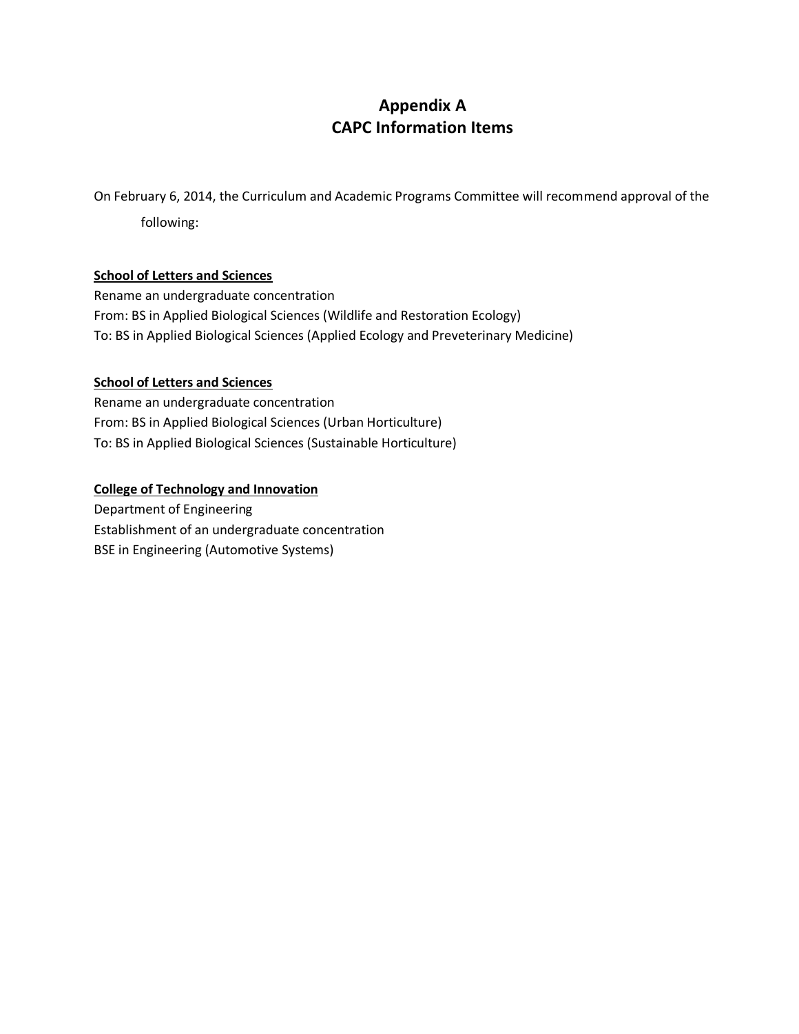# Appendix A
# CAPC Information Items

On February 6, 2014, the Curriculum and Academic Programs Committee will recommend approval of the following:

**School of Letters and Sciences**

Rename an undergraduate concentration
From: BS in Applied Biological Sciences (Wildlife and Restoration Ecology)
To: BS in Applied Biological Sciences (Applied Ecology and Preveterinary Medicine)

**School of Letters and Sciences**

Rename an undergraduate concentration
From: BS in Applied Biological Sciences (Urban Horticulture)
To: BS in Applied Biological Sciences (Sustainable Horticulture)

**College of Technology and Innovation**

Department of Engineering
Establishment of an undergraduate concentration
BSE in Engineering (Automotive Systems)